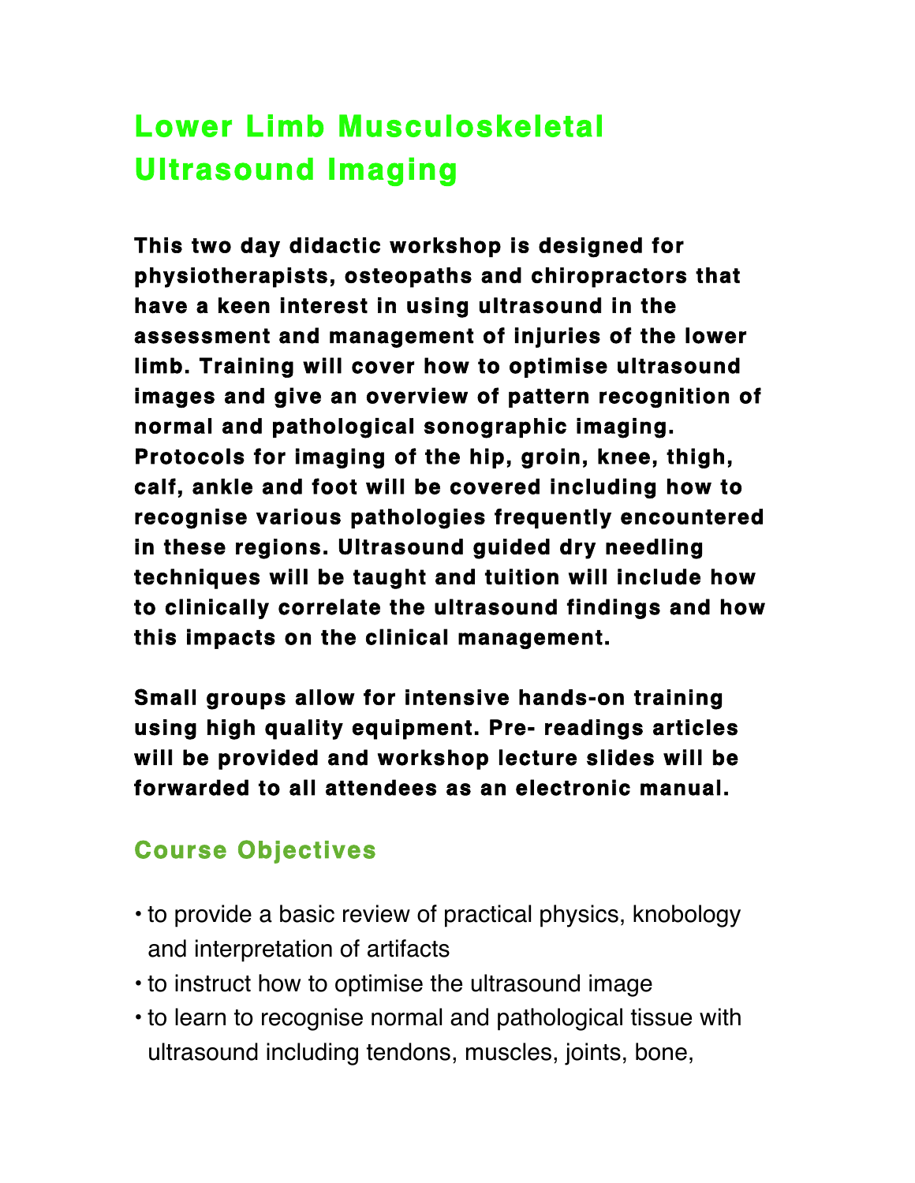# Lower Limb Musculoskeletal Ultrasound Imaging

**This two day didactic workshop is designed for physiotherapists, osteopaths and chiropractors that have a keen interest in using ultrasound in the assessment and management of injuries of the lower limb. Training will cover how to optimise ultrasound images and give an overview of pattern recognition of normal and pathological sonographic imaging. Protocols for imaging of the hip, groin, knee, thigh, calf, ankle and foot will be covered including how to recognise various pathologies frequently encountered in these regions. Ultrasound guided dry needling techniques will be taught and tuition will include how to clinically correlate the ultrasound findings and how this impacts on the clinical management.**

**Small groups allow for intensive hands-on training using high quality equipment. Pre- readings articles will be provided and workshop lecture slides will be forwarded to all attendees as an electronic manual.**

## Course Objectives

- to provide a basic review of practical physics, knobology and interpretation of artifacts
- to instruct how to optimise the ultrasound image
- to learn to recognise normal and pathological tissue with ultrasound including tendons, muscles, joints, bone,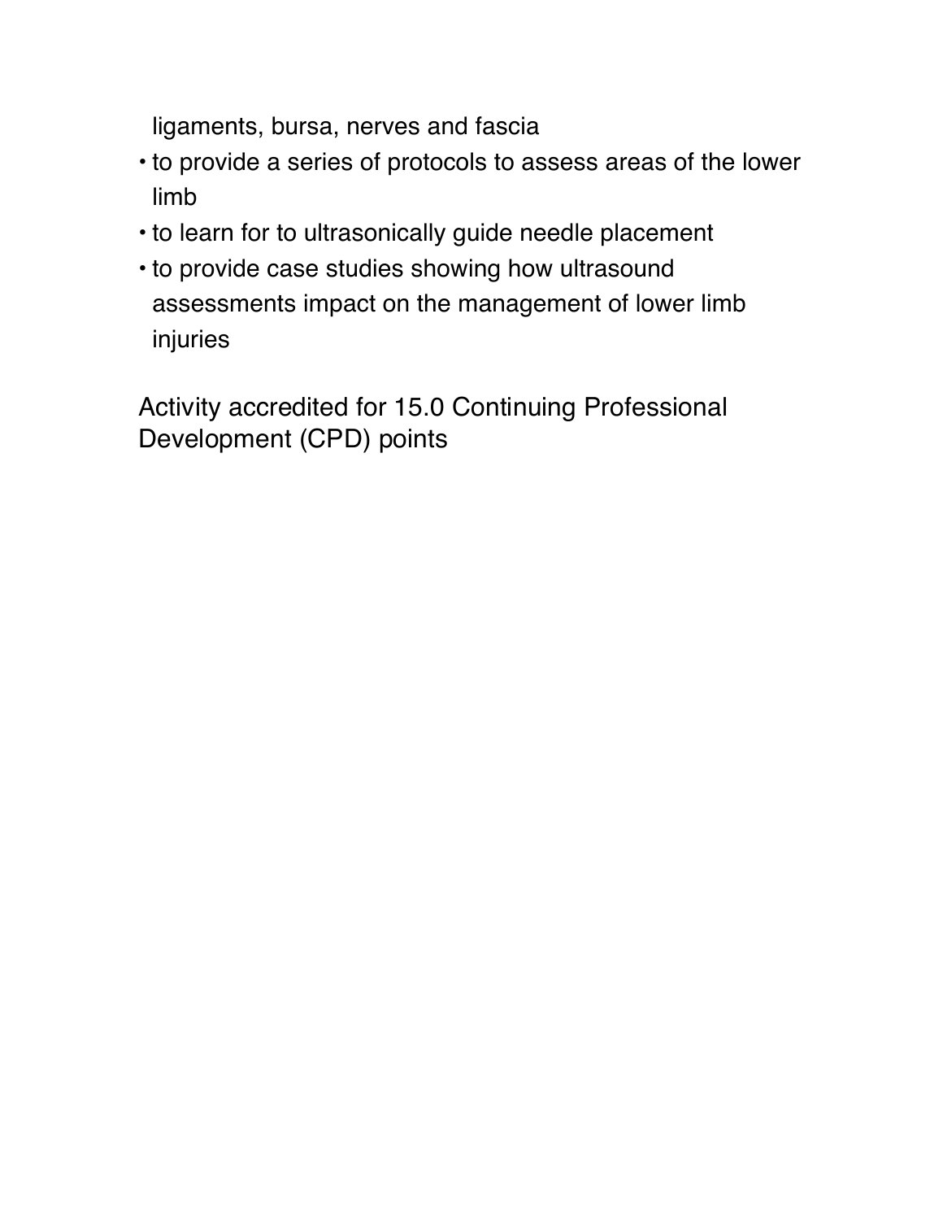ligaments, bursa, nerves and fascia

- to provide a series of protocols to assess areas of the lower limb
- to learn for to ultrasonically guide needle placement
- to provide case studies showing how ultrasound assessments impact on the management of lower limb injuries

Activity accredited for 15.0 Continuing Professional Development (CPD) points